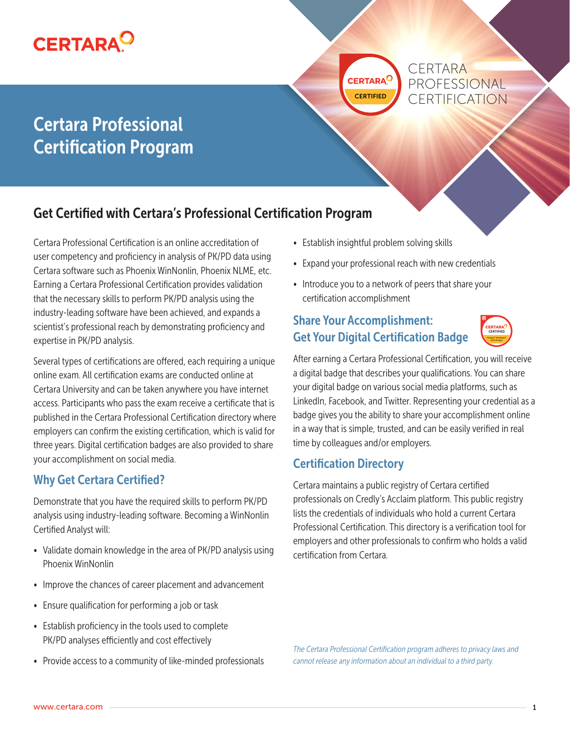# Certara Professional Certification Program

CERTARA PROFESSIONAL CERTIFICATION

## Get Certified with Certara's Professional Certification Program

Certara Professional Certification is an online accreditation of user competency and proficiency in analysis of PK/PD data using Certara software such as Phoenix WinNonlin, Phoenix NLME, etc. Earning a Certara Professional Certification provides validation that the necessary skills to perform PK/PD analysis using the industry-leading software have been achieved, and expands a scientist's professional reach by demonstrating proficiency and expertise in PK/PD analysis.

Several types of certifications are offered, each requiring a unique online exam. All certification exams are conducted online at Certara University and can be taken anywhere you have internet access. Participants who pass the exam receive a certificate that is published in the Certara Professional Certification directory where employers can confirm the existing certification, which is valid for three years. Digital certification badges are also provided to share your accomplishment on social media.

### Why Get Certara Certified?

Demonstrate that you have the required skills to perform PK/PD analysis using industry-leading software. Becoming a WinNonlin Certified Analyst will:

- Validate domain knowledge in the area of PK/PD analysis using Phoenix WinNonlin
- Improve the chances of career placement and advancement
- Ensure qualification for performing a job or task
- Establish proficiency in the tools used to complete PK/PD analyses efficiently and cost effectively
- Provide access to a community of like-minded professionals
- Establish insightful problem solving skills
- Expand your professional reach with new credentials
- Introduce you to a network of peers that share your certification accomplishment

### Share Your Accomplishment: Get Your Digital Certification Badge

After earning a Certara Professional Certification, you will receive a digital badge that describes your qualifications. You can share your digital badge on various social media platforms, such as LinkedIn, Facebook, and Twitter. Representing your credential as a badge gives you the ability to share your accomplishment online in a way that is simple, trusted, and can be easily verified in real time by colleagues and/or employers.

### Certification Directory

Certara maintains a public registry of Certara certified professionals on Credly's Acclaim platform. This public registry lists the credentials of individuals who hold a current Certara Professional Certification. This directory is a verification tool for employers and other professionals to confirm who holds a valid certification from Certara.

*The Certara Professional Certification program adheres to privacy laws and cannot release any information about an individual to a third party.*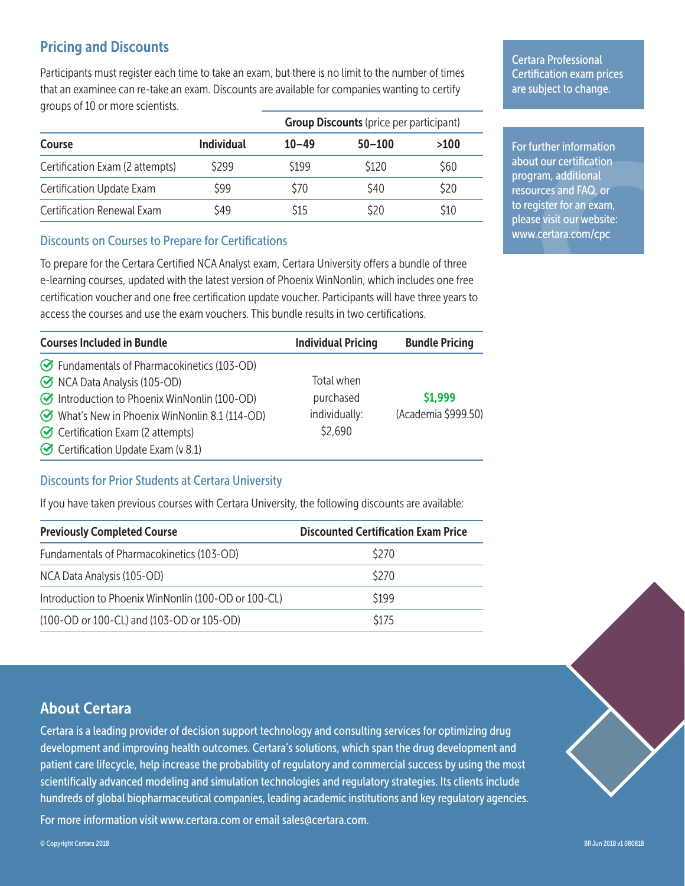## Pricing and Discounts

Participants must register each time to take an exam, but there is no limit to the number of times that an examinee can re-take an exam. Discounts are available for companies wanting to certify groups of 10 or more scientists.

| | | **Group Discounts** (price per participant) | | |
|---|---|---|---|---|
| **Course** | **Individual** | **10–49** | **50–100** | **>100** |
| Certification Exam (2 attempts) | $299 | $199 | $120 | $60 |
| Certification Update Exam | $99 | $70 | $40 | $20 |
| Certification Renewal Exam | $49 | $15 | $20 | $10 |

### Discounts on Courses to Prepare for Certifications

To prepare for the Certara Certified NCA Analyst exam, Certara University offers a bundle of three e-learning courses, updated with the latest version of Phoenix WinNonlin, which includes one free certification voucher and one free certification update voucher. Participants will have three years to access the courses and use the exam vouchers. This bundle results in two certifications.

| Courses Included in Bundle | Individual Pricing | Bundle Pricing |
|---|---|---|
| Fundamentals of Pharmacokinetics (103-OD)<br>NCA Data Analysis (105-OD)<br>Introduction to Phoenix WinNonlin (100-OD)<br>What's New in Phoenix WinNonlin 8.1 (114-OD)<br>Certification Exam (2 attempts)<br>Certification Update Exam (v 8.1) | Total when purchased individually: $2,690 | **$1,999** (Academia $999.50) |

### Discounts for Prior Students at Certara University

If you have taken previous courses with Certara University, the following discounts are available:

| Previously Completed Course | Discounted Certification Exam Price |
|---|---|
| Fundamentals of Pharmacokinetics (103-OD) | $270 |
| NCA Data Analysis (105-OD) | $270 |
| Introduction to Phoenix WinNonlin (100-OD or 100-CL) | $199 |
| (100-OD or 100-CL) and (103-OD or 105-OD) | $175 |

Certara Professional Certification exam prices are subject to change.

For further information about our certification program, additional resources and FAQ, or to register for an exam, please visit our website: www.certara.com/cpc

## About Certara

Certara is a leading provider of decision support technology and consulting services for optimizing drug development and improving health outcomes. Certara's solutions, which span the drug development and patient care lifecycle, help increase the probability of regulatory and commercial success by using the most scientifically advanced modeling and simulation technologies and regulatory strategies. Its clients include hundreds of global biopharmaceutical companies, leading academic institutions and key regulatory agencies.

For more information visit www.certara.com or email sales@certara.com.

© Copyright Certara 2018

BR Jun 2018 v1 080818